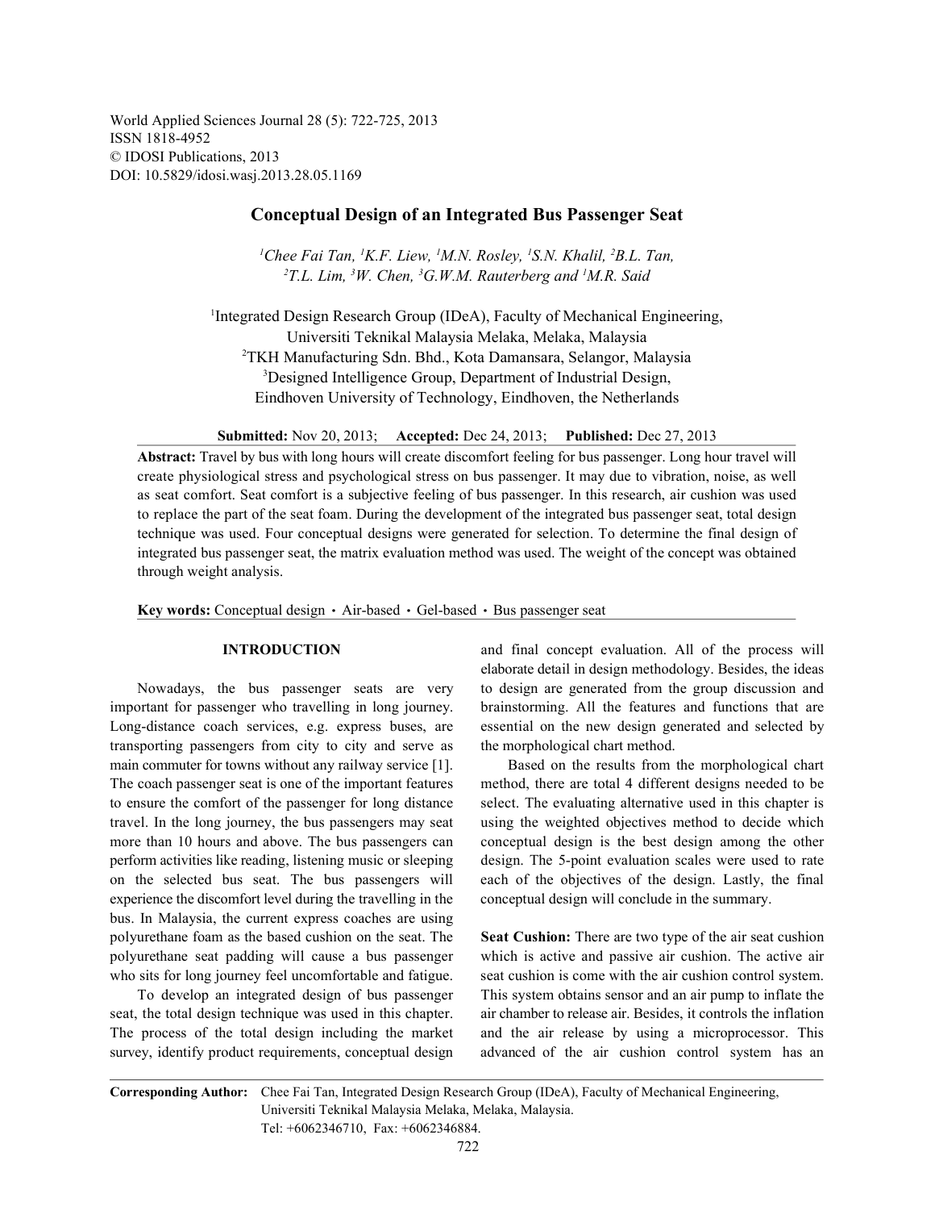World Applied Sciences Journal 28 (5): 722-725, 2013
ISSN 1818-4952
© IDOSI Publications, 2013
DOI: 10.5829/idosi.wasj.2013.28.05.1169

# Conceptual Design of an Integrated Bus Passenger Seat

*[1]Chee Fai Tan, [1]K.F. Liew, [1]M.N. Rosley, [1]S.N. Khalil, [2]B.L. Tan, [2]T.L. Lim, [3]W. Chen, [3]G.W.M. Rauterberg and [1]M.R. Said*

[1]Integrated Design Research Group (IDeA), Faculty of Mechanical Engineering, Universiti Teknikal Malaysia Melaka, Melaka, Malaysia
[2]TKH Manufacturing Sdn. Bhd., Kota Damansara, Selangor, Malaysia
[3]Designed Intelligence Group, Department of Industrial Design, Eindhoven University of Technology, Eindhoven, the Netherlands

**Submitted:** Nov 20, 2013; **Accepted:** Dec 24, 2013; **Published:** Dec 27, 2013

**Abstract:** Travel by bus with long hours will create discomfort feeling for bus passenger. Long hour travel will create physiological stress and psychological stress on bus passenger. It may due to vibration, noise, as well as seat comfort. Seat comfort is a subjective feeling of bus passenger. In this research, air cushion was used to replace the part of the seat foam. During the development of the integrated bus passenger seat, total design technique was used. Four conceptual designs were generated for selection. To determine the final design of integrated bus passenger seat, the matrix evaluation method was used. The weight of the concept was obtained through weight analysis.

**Key words:** Conceptual design · Air-based · Gel-based · Bus passenger seat

## INTRODUCTION

Nowadays, the bus passenger seats are very important for passenger who travelling in long journey. Long-distance coach services, e.g. express buses, are transporting passengers from city to city and serve as main commuter for towns without any railway service [1]. The coach passenger seat is one of the important features to ensure the comfort of the passenger for long distance travel. In the long journey, the bus passengers may seat more than 10 hours and above. The bus passengers can perform activities like reading, listening music or sleeping on the selected bus seat. The bus passengers will experience the discomfort level during the travelling in the bus. In Malaysia, the current express coaches are using polyurethane foam as the based cushion on the seat. The polyurethane seat padding will cause a bus passenger who sits for long journey feel uncomfortable and fatigue.

To develop an integrated design of bus passenger seat, the total design technique was used in this chapter. The process of the total design including the market survey, identify product requirements, conceptual design and final concept evaluation. All of the process will elaborate detail in design methodology. Besides, the ideas to design are generated from the group discussion and brainstorming. All the features and functions that are essential on the new design generated and selected by the morphological chart method.

Based on the results from the morphological chart method, there are total 4 different designs needed to be select. The evaluating alternative used in this chapter is using the weighted objectives method to decide which conceptual design is the best design among the other design. The 5-point evaluation scales were used to rate each of the objectives of the design. Lastly, the final conceptual design will conclude in the summary.

**Seat Cushion:** There are two type of the air seat cushion which is active and passive air cushion. The active air seat cushion is come with the air cushion control system. This system obtains sensor and an air pump to inflate the air chamber to release air. Besides, it controls the inflation and the air release by using a microprocessor. This advanced of the air cushion control system has an

**Corresponding Author:** Chee Fai Tan, Integrated Design Research Group (IDeA), Faculty of Mechanical Engineering, Universiti Teknikal Malaysia Melaka, Melaka, Malaysia. Tel: +6062346710, Fax: +6062346884.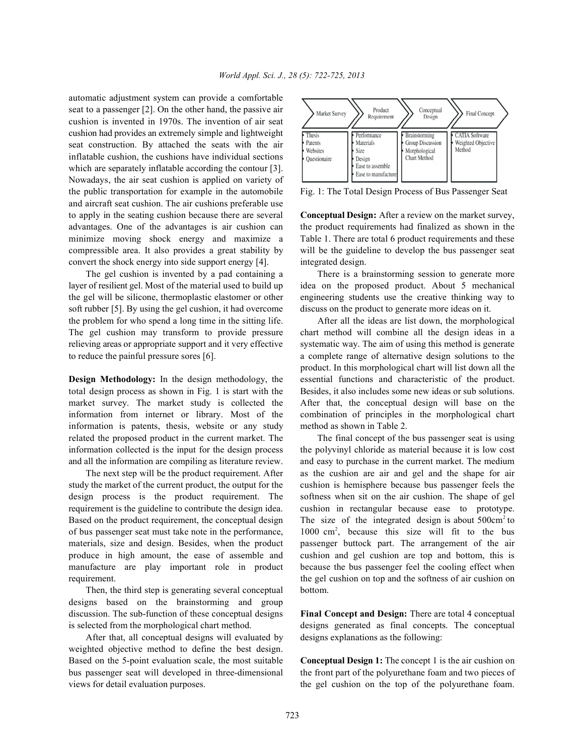automatic adjustment system can provide a comfortable seat to a passenger [2]. On the other hand, the passive air cushion is invented in 1970s. The invention of air seat cushion had provides an extremely simple and lightweight seat construction. By attached the seats with the air inflatable cushion, the cushions have individual sections which are separately inflatable according the contour [3]. Nowadays, the air seat cushion is applied on variety of the public transportation for example in the automobile and aircraft seat cushion. The air cushions preferable use to apply in the seating cushion because there are several advantages. One of the advantages is air cushion can minimize moving shock energy and maximize a compressible area. It also provides a great stability by convert the shock energy into side support energy [4].

The gel cushion is invented by a pad containing a layer of resilient gel. Most of the material used to build up the gel will be silicone, thermoplastic elastomer or other soft rubber [5]. By using the gel cushion, it had overcome the problem for who spend a long time in the sitting life. The gel cushion may transform to provide pressure relieving areas or appropriate support and it very effective to reduce the painful pressure sores [6].

**Design Methodology:** In the design methodology, the total design process as shown in Fig. 1 is start with the market survey. The market study is collected the information from internet or library. Most of the information is patents, thesis, website or any study related the proposed product in the current market. The information collected is the input for the design process and all the information are compiling as literature review.

The next step will be the product requirement. After study the market of the current product, the output for the design process is the product requirement. The requirement is the guideline to contribute the design idea. Based on the product requirement, the conceptual design of bus passenger seat must take note in the performance, materials, size and design. Besides, when the product produce in high amount, the ease of assemble and manufacture are play important role in product requirement.

Then, the third step is generating several conceptual designs based on the brainstorming and group discussion. The sub-function of these conceptual designs is selected from the morphological chart method.

After that, all conceptual designs will evaluated by weighted objective method to define the best design. Based on the 5-point evaluation scale, the most suitable bus passenger seat will developed in three-dimensional views for detail evaluation purposes.

| Market Survey | Product Requirement | Conceptual Design | Final Concept |
|---|---|---|---|
| • Thesis<br>• Patents<br>• Websites<br>• Questionaire | • Performance<br>• Materials<br>• Size<br>• Design<br>• Ease to assemble<br>• Ease to manufacture | • Brainstorming<br>• Group Discussion<br>• Morphological Chart Method | • CATIA Software<br>• Weighted Objective Method |

Fig. 1: The Total Design Process of Bus Passenger Seat

**Conceptual Design:** After a review on the market survey, the product requirements had finalized as shown in the Table 1. There are total 6 product requirements and these will be the guideline to develop the bus passenger seat integrated design.

There is a brainstorming session to generate more idea on the proposed product. About 5 mechanical engineering students use the creative thinking way to discuss on the product to generate more ideas on it.

After all the ideas are list down, the morphological chart method will combine all the design ideas in a systematic way. The aim of using this method is generate a complete range of alternative design solutions to the product. In this morphological chart will list down all the essential functions and characteristic of the product. Besides, it also includes some new ideas or sub solutions. After that, the conceptual design will base on the combination of principles in the morphological chart method as shown in Table 2.

The final concept of the bus passenger seat is using the polyvinyl chloride as material because it is low cost and easy to purchase in the current market. The medium as the cushion are air and gel and the shape for air cushion is hemisphere because bus passenger feels the softness when sit on the air cushion. The shape of gel cushion in rectangular because ease to prototype. The size of the integrated design is about 500cm$^2$ to 1000 cm$^2$, because this size will fit to the bus passenger buttock part. The arrangement of the air cushion and gel cushion are top and bottom, this is because the bus passenger feel the cooling effect when the gel cushion on top and the softness of air cushion on bottom.

**Final Concept and Design:** There are total 4 conceptual designs generated as final concepts. The conceptual designs explanations as the following:

**Conceptual Design 1:** The concept 1 is the air cushion on the front part of the polyurethane foam and two pieces of the gel cushion on the top of the polyurethane foam.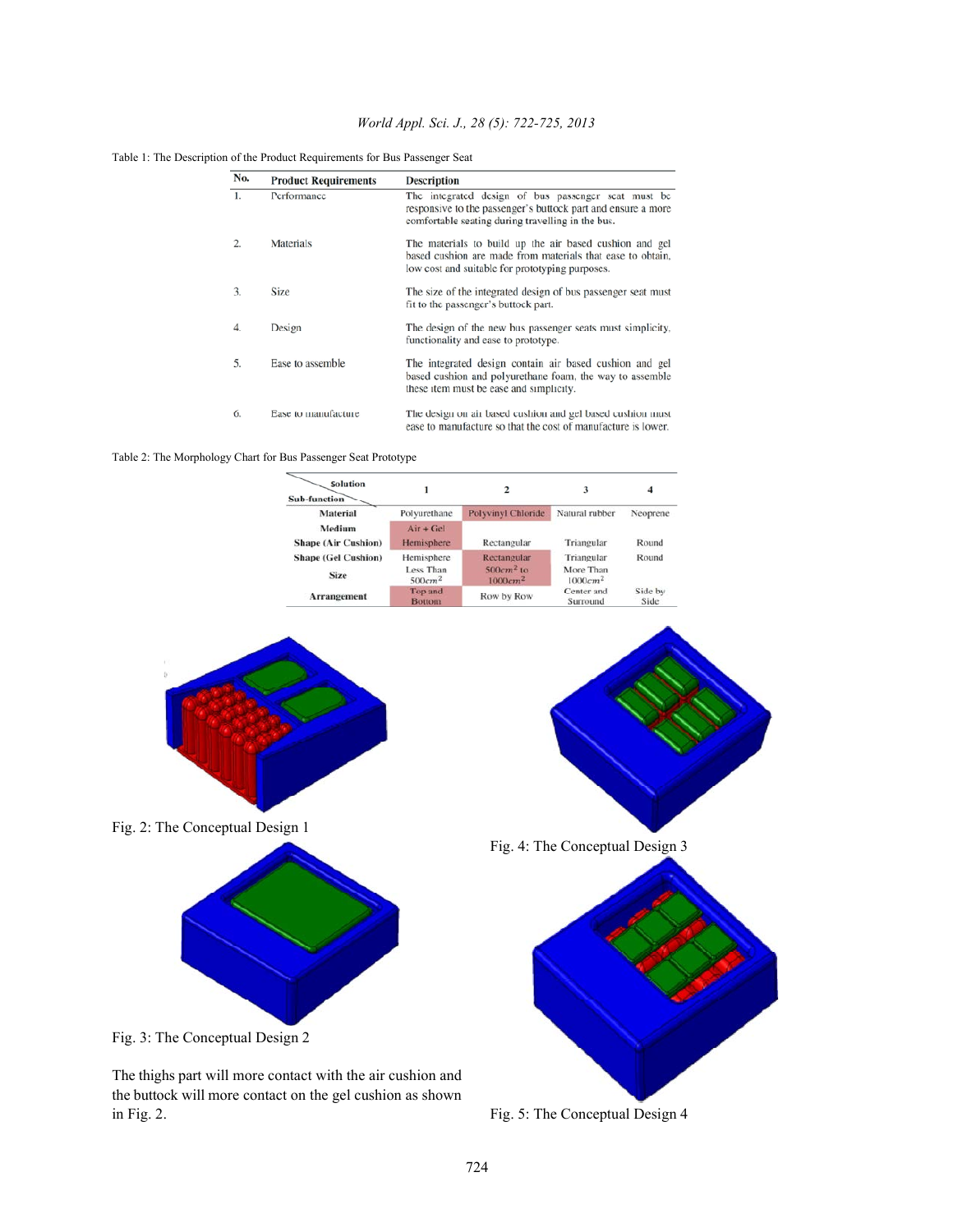Table 1: The Description of the Product Requirements for Bus Passenger Seat

| No. | Product Requirements | Description |
|---|---|---|
| 1. | Performance | The integrated design of bus passenger seat must be responsive to the passenger's buttock part and ensure a more comfortable seating during travelling in the bus. |
| 2. | Materials | The materials to build up the air based cushion and gel based cushion are made from materials that ease to obtain, low cost and suitable for prototyping purposes. |
| 3. | Size | The size of the integrated design of bus passenger seat must fit to the passenger's buttock part. |
| 4. | Design | The design of the new bus passenger seats must simplicity, functionality and ease to prototype. |
| 5. | Ease to assemble | The integrated design contain air based cushion and gel based cushion and polyurethane foam, the way to assemble these item must be ease and simplicity. |
| 6. | Ease to manufacture | The design on air based cushion and gel based cushion must ease to manufacture so that the cost of manufacture is lower. |

Table 2: The Morphology Chart for Bus Passenger Seat Prototype

| Sub-function \ Solution | 1 | 2 | 3 | 4 |
|---|---|---|---|---|
| Material | Polyurethane | Polyvinyl Chloride | Natural rubber | Neoprene |
| Medium | Air + Gel | | | |
| Shape (Air Cushion) | Hemisphere | Rectangular | Triangular | Round |
| Shape (Gel Cushion) | Hemisphere | Rectangular | Triangular | Round |
| Size | Less Than $500cm^2$ | $500cm^2$ to $1000cm^2$ | More Than $1000cm^2$ | |
| Arrangement | Top and Bottom | Row by Row | Center and Surround | Side by Side |

Fig. 2: The Conceptual Design 1

Fig. 4: The Conceptual Design 3

Fig. 3: The Conceptual Design 2

Fig. 5: The Conceptual Design 4

The thighs part will more contact with the air cushion and the buttock will more contact on the gel cushion as shown in Fig. 2.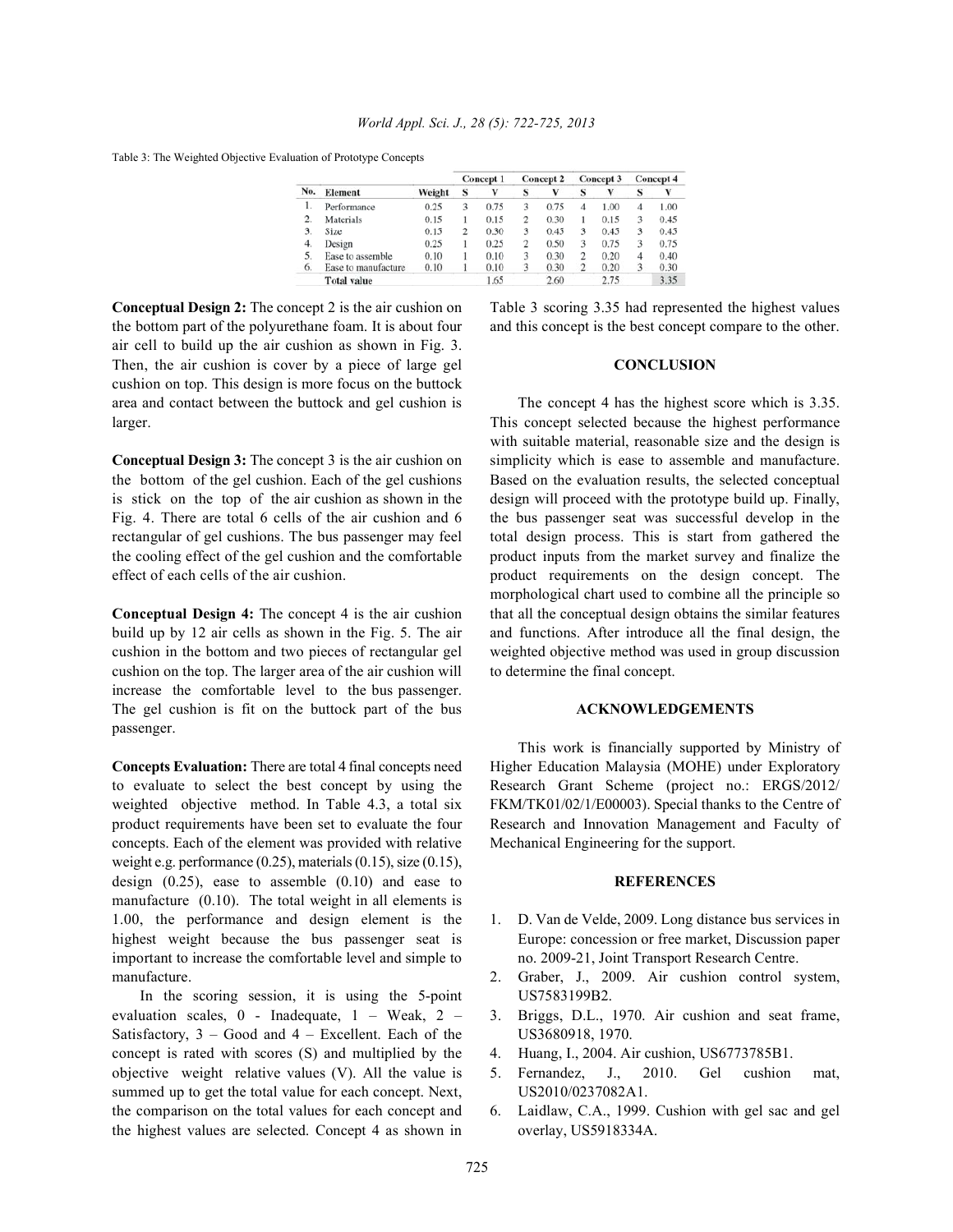Table 3: The Weighted Objective Evaluation of Prototype Concepts

| | | | Concept 1 | | Concept 2 | | Concept 3 | | Concept 4 | |
|---|---|---|---|---|---|---|---|---|---|---|
| No. | Element | Weight | S | V | S | V | S | V | S | V |
| 1. | Performance | 0.25 | 3 | 0.75 | 3 | 0.75 | 4 | 1.00 | 4 | 1.00 |
| 2. | Materials | 0.15 | 1 | 0.15 | 2 | 0.30 | 1 | 0.15 | 3 | 0.45 |
| 3. | Size | 0.15 | 2 | 0.30 | 3 | 0.45 | 3 | 0.45 | 3 | 0.45 |
| 4. | Design | 0.25 | 1 | 0.25 | 2 | 0.50 | 3 | 0.75 | 3 | 0.75 |
| 5. | Ease to assemble | 0.10 | 1 | 0.10 | 3 | 0.30 | 2 | 0.20 | 4 | 0.40 |
| 6. | Ease to manufacture | 0.10 | 1 | 0.10 | 3 | 0.30 | 2 | 0.20 | 3 | 0.30 |
| | Total value | | | 1.65 | | 2.60 | | 2.75 | | 3.35 |

**Conceptual Design 2:** The concept 2 is the air cushion on the bottom part of the polyurethane foam. It is about four air cell to build up the air cushion as shown in Fig. 3. Then, the air cushion is cover by a piece of large gel cushion on top. This design is more focus on the buttock area and contact between the buttock and gel cushion is larger.

**Conceptual Design 3:** The concept 3 is the air cushion on the bottom of the gel cushion. Each of the gel cushions is stick on the top of the air cushion as shown in the Fig. 4. There are total 6 cells of the air cushion and 6 rectangular of gel cushions. The bus passenger may feel the cooling effect of the gel cushion and the comfortable effect of each cells of the air cushion.

**Conceptual Design 4:** The concept 4 is the air cushion build up by 12 air cells as shown in the Fig. 5. The air cushion in the bottom and two pieces of rectangular gel cushion on the top. The larger area of the air cushion will increase the comfortable level to the bus passenger. The gel cushion is fit on the buttock part of the bus passenger.

**Concepts Evaluation:** There are total 4 final concepts need to evaluate to select the best concept by using the weighted objective method. In Table 4.3, a total six product requirements have been set to evaluate the four concepts. Each of the element was provided with relative weight e.g. performance (0.25), materials (0.15), size (0.15), design (0.25), ease to assemble (0.10) and ease to manufacture (0.10). The total weight in all elements is 1.00, the performance and design element is the highest weight because the bus passenger seat is important to increase the comfortable level and simple to manufacture.

In the scoring session, it is using the 5-point evaluation scales, 0 - Inadequate, 1 – Weak, 2 – Satisfactory, 3 – Good and 4 – Excellent. Each of the concept is rated with scores (S) and multiplied by the objective weight relative values (V). All the value is summed up to get the total value for each concept. Next, the comparison on the total values for each concept and the highest values are selected. Concept 4 as shown in Table 3 scoring 3.35 had represented the highest values and this concept is the best concept compare to the other.

## CONCLUSION

The concept 4 has the highest score which is 3.35. This concept selected because the highest performance with suitable material, reasonable size and the design is simplicity which is ease to assemble and manufacture. Based on the evaluation results, the selected conceptual design will proceed with the prototype build up. Finally, the bus passenger seat was successful develop in the total design process. This is start from gathered the product inputs from the market survey and finalize the product requirements on the design concept. The morphological chart used to combine all the principle so that all the conceptual design obtains the similar features and functions. After introduce all the final design, the weighted objective method was used in group discussion to determine the final concept.

## ACKNOWLEDGEMENTS

This work is financially supported by Ministry of Higher Education Malaysia (MOHE) under Exploratory Research Grant Scheme (project no.: ERGS/2012/FKM/TK01/02/1/E00003). Special thanks to the Centre of Research and Innovation Management and Faculty of Mechanical Engineering for the support.

## REFERENCES

1. D. Van de Velde, 2009. Long distance bus services in Europe: concession or free market, Discussion paper no. 2009-21, Joint Transport Research Centre.
2. Graber, J., 2009. Air cushion control system, US7583199B2.
3. Briggs, D.L., 1970. Air cushion and seat frame, US3680918, 1970.
4. Huang, I., 2004. Air cushion, US6773785B1.
5. Fernandez, J., 2010. Gel cushion mat, US2010/0237082A1.
6. Laidlaw, C.A., 1999. Cushion with gel sac and gel overlay, US5918334A.